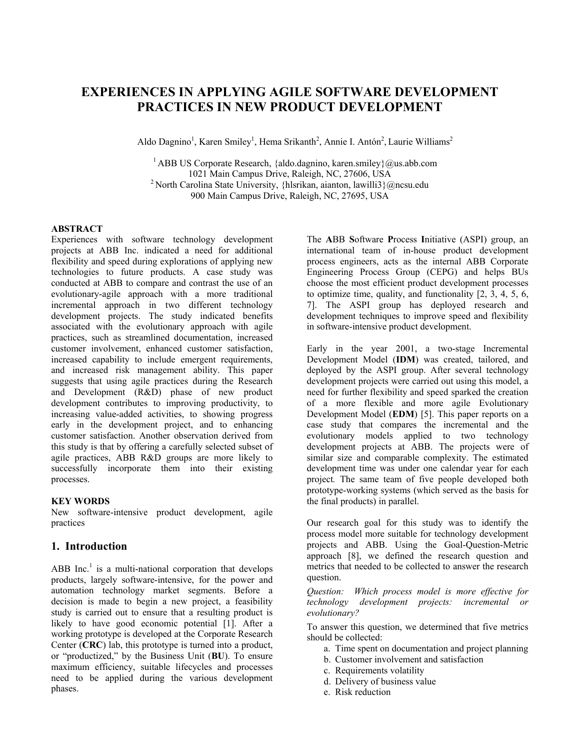# EXPERIENCES IN APPLYING AGILE SOFTWARE DEVELOPMENT PRACTICES IN NEW PRODUCT DEVELOPMENT

Aldo Dagnino[1], Karen Smiley[1], Hema Srikanth[2], Annie I. Antón[2], Laurie Williams[2]

[1] ABB US Corporate Research, {aldo.dagnino, karen.smiley}@us.abb.com
1021 Main Campus Drive, Raleigh, NC, 27606, USA
[2] North Carolina State University, {hlsrikan, aianton, lawilli3}@ncsu.edu
900 Main Campus Drive, Raleigh, NC, 27695, USA

**ABSTRACT**

Experiences with software technology development projects at ABB Inc. indicated a need for additional flexibility and speed during explorations of applying new technologies to future products. A case study was conducted at ABB to compare and contrast the use of an evolutionary-agile approach with a more traditional incremental approach in two different technology development projects. The study indicated benefits associated with the evolutionary approach with agile practices, such as streamlined documentation, increased customer involvement, enhanced customer satisfaction, increased capability to include emergent requirements, and increased risk management ability. This paper suggests that using agile practices during the Research and Development (R&D) phase of new product development contributes to improving productivity, to increasing value-added activities, to showing progress early in the development project, and to enhancing customer satisfaction. Another observation derived from this study is that by offering a carefully selected subset of agile practices, ABB R&D groups are more likely to successfully incorporate them into their existing processes.

**KEY WORDS**

New software-intensive product development, agile practices

## 1. Introduction

ABB Inc.[1] is a multi-national corporation that develops products, largely software-intensive, for the power and automation technology market segments. Before a decision is made to begin a new project, a feasibility study is carried out to ensure that a resulting product is likely to have good economic potential [1]. After a working prototype is developed at the Corporate Research Center (**CRC**) lab, this prototype is turned into a product, or "productized," by the Business Unit (**BU**). To ensure maximum efficiency, suitable lifecycles and processes need to be applied during the various development phases.

The **A**BB **S**oftware **P**rocess **I**nitiative (ASPI) group, an international team of in-house product development process engineers, acts as the internal ABB Corporate Engineering Process Group (CEPG) and helps BUs choose the most efficient product development processes to optimize time, quality, and functionality [2, 3, 4, 5, 6, 7]. The ASPI group has deployed research and development techniques to improve speed and flexibility in software-intensive product development.

Early in the year 2001, a two-stage Incremental Development Model (**IDM**) was created, tailored, and deployed by the ASPI group. After several technology development projects were carried out using this model, a need for further flexibility and speed sparked the creation of a more flexible and more agile Evolutionary Development Model (**EDM**) [5]. This paper reports on a case study that compares the incremental and the evolutionary models applied to two technology development projects at ABB. The projects were of similar size and comparable complexity. The estimated development time was under one calendar year for each project. The same team of five people developed both prototype-working systems (which served as the basis for the final products) in parallel.

Our research goal for this study was to identify the process model more suitable for technology development projects and ABB. Using the Goal-Question-Metric approach [8], we defined the research question and metrics that needed to be collected to answer the research question.

*Question: Which process model is more effective for technology development projects: incremental or evolutionary?*

To answer this question, we determined that five metrics should be collected:

a. Time spent on documentation and project planning
b. Customer involvement and satisfaction
c. Requirements volatility
d. Delivery of business value
e. Risk reduction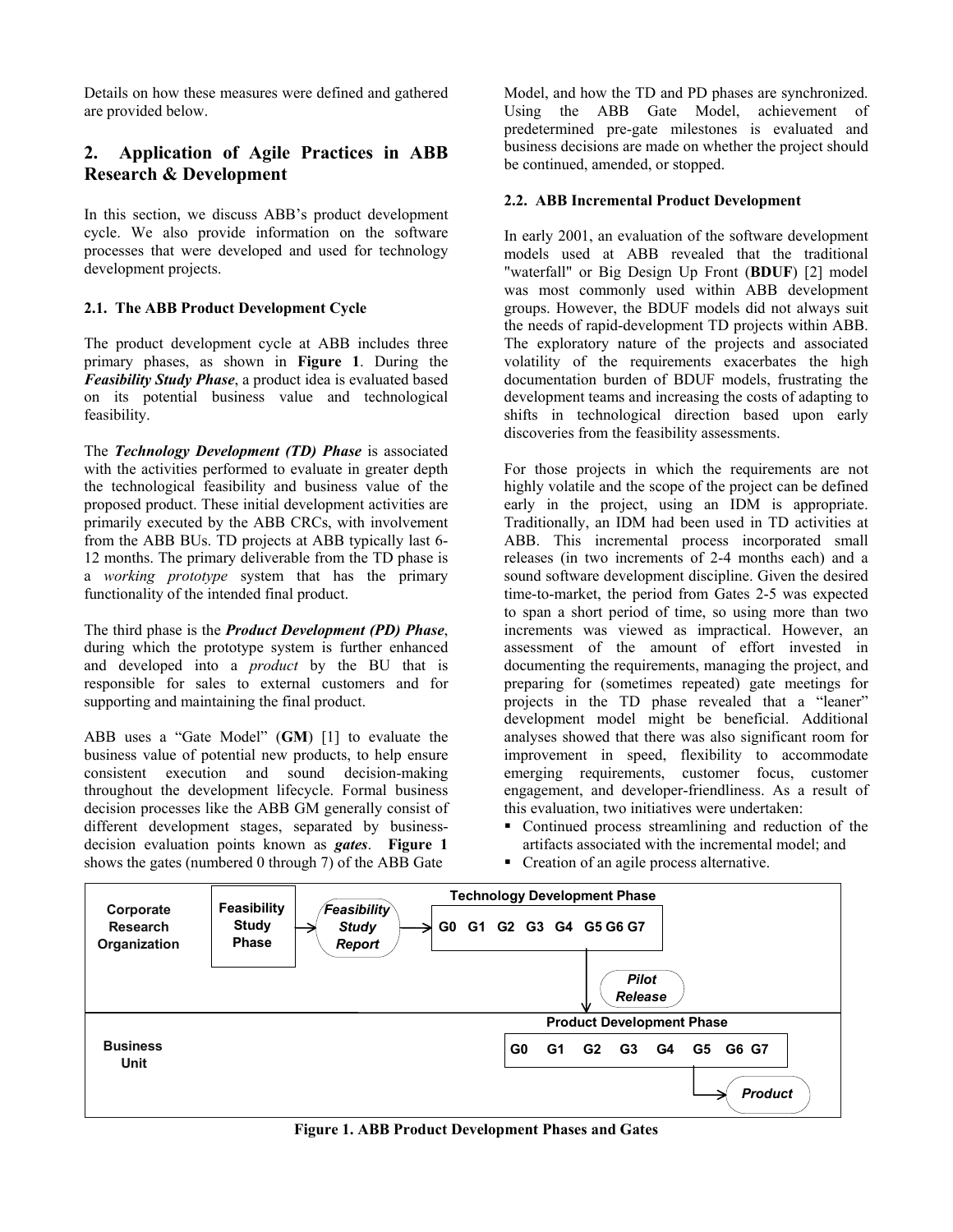Details on how these measures were defined and gathered are provided below.

## 2. Application of Agile Practices in ABB Research & Development

In this section, we discuss ABB's product development cycle. We also provide information on the software processes that were developed and used for technology development projects.

### 2.1. The ABB Product Development Cycle

The product development cycle at ABB includes three primary phases, as shown in **Figure 1**. During the ***Feasibility Study Phase***, a product idea is evaluated based on its potential business value and technological feasibility.

The ***Technology Development (TD) Phase*** is associated with the activities performed to evaluate in greater depth the technological feasibility and business value of the proposed product. These initial development activities are primarily executed by the ABB CRCs, with involvement from the ABB BUs. TD projects at ABB typically last 6-12 months. The primary deliverable from the TD phase is a *working prototype* system that has the primary functionality of the intended final product.

The third phase is the ***Product Development (PD) Phase***, during which the prototype system is further enhanced and developed into a *product* by the BU that is responsible for sales to external customers and for supporting and maintaining the final product.

ABB uses a "Gate Model" (**GM**) [1] to evaluate the business value of potential new products, to help ensure consistent execution and sound decision-making throughout the development lifecycle. Formal business decision processes like the ABB GM generally consist of different development stages, separated by business-decision evaluation points known as ***gates***. **Figure 1** shows the gates (numbered 0 through 7) of the ABB Gate Model, and how the TD and PD phases are synchronized. Using the ABB Gate Model, achievement of predetermined pre-gate milestones is evaluated and business decisions are made on whether the project should be continued, amended, or stopped.

### 2.2. ABB Incremental Product Development

In early 2001, an evaluation of the software development models used at ABB revealed that the traditional "waterfall" or Big Design Up Front (**BDUF**) [2] model was most commonly used within ABB development groups. However, the BDUF models did not always suit the needs of rapid-development TD projects within ABB. The exploratory nature of the projects and associated volatility of the requirements exacerbates the high documentation burden of BDUF models, frustrating the development teams and increasing the costs of adapting to shifts in technological direction based upon early discoveries from the feasibility assessments.

For those projects in which the requirements are not highly volatile and the scope of the project can be defined early in the project, using an IDM is appropriate. Traditionally, an IDM had been used in TD activities at ABB. This incremental process incorporated small releases (in two increments of 2-4 months each) and a sound software development discipline. Given the desired time-to-market, the period from Gates 2-5 was expected to span a short period of time, so using more than two increments was viewed as impractical. However, an assessment of the amount of effort invested in documenting the requirements, managing the project, and preparing for (sometimes repeated) gate meetings for projects in the TD phase revealed that a "leaner" development model might be beneficial. Additional analyses showed that there was also significant room for improvement in speed, flexibility to accommodate emerging requirements, customer focus, customer engagement, and developer-friendliness. As a result of this evaluation, two initiatives were undertaken:

- Continued process streamlining and reduction of the artifacts associated with the incremental model; and
- Creation of an agile process alternative.

| Corporate Research Organization | Feasibility Study Phase → *Feasibility Study Report* → Technology Development Phase: G0 G1 G2 G3 G4 G5 G6 G7 → *Pilot Release* |
| --- | --- |
| Business Unit | Product Development Phase: G0 G1 G2 G3 G4 G5 G6 G7 → *Product* |

**Figure 1. ABB Product Development Phases and Gates**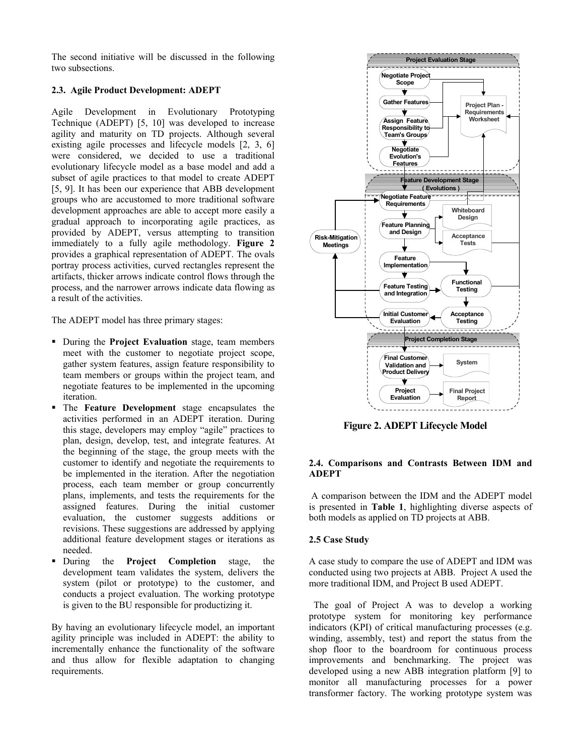The second initiative will be discussed in the following two subsections.

### 2.3. Agile Product Development: ADEPT

Agile Development in Evolutionary Prototyping Technique (ADEPT) [5, 10] was developed to increase agility and maturity on TD projects. Although several existing agile processes and lifecycle models [2, 3, 6] were considered, we decided to use a traditional evolutionary lifecycle model as a base model and add a subset of agile practices to that model to create ADEPT [5, 9]. It has been our experience that ABB development groups who are accustomed to more traditional software development approaches are able to accept more easily a gradual approach to incorporating agile practices, as provided by ADEPT, versus attempting to transition immediately to a fully agile methodology. **Figure 2** provides a graphical representation of ADEPT. The ovals portray process activities, curved rectangles represent the artifacts, thicker arrows indicate control flows through the process, and the narrower arrows indicate data flowing as a result of the activities.

The ADEPT model has three primary stages:

- During the **Project Evaluation** stage, team members meet with the customer to negotiate project scope, gather system features, assign feature responsibility to team members or groups within the project team, and negotiate features to be implemented in the upcoming iteration.
- The **Feature Development** stage encapsulates the activities performed in an ADEPT iteration. During this stage, developers may employ "agile" practices to plan, design, develop, test, and integrate features. At the beginning of the stage, the group meets with the customer to identify and negotiate the requirements to be implemented in the iteration. After the negotiation process, each team member or group concurrently plans, implements, and tests the requirements for the assigned features. During the initial customer evaluation, the customer suggests additions or revisions. These suggestions are addressed by applying additional feature development stages or iterations as needed.
- During the **Project Completion** stage, the development team validates the system, delivers the system (pilot or prototype) to the customer, and conducts a project evaluation. The working prototype is given to the BU responsible for productizing it.

By having an evolutionary lifecycle model, an important agility principle was included in ADEPT: the ability to incrementally enhance the functionality of the software and thus allow for flexible adaptation to changing requirements.

Project Evaluation Stage: Negotiate Project Scope; Gather Features; Assign Feature Responsibility to Team's Groups; Negotiate Evolution's Features; Project Plan - Requirements Worksheet

Feature Development Stage (Evolutions): Negotiate Feature Requirements; Feature Planning and Design; Whiteboard Design; Acceptance Tests; Feature Implementation; Feature Testing and Integration; Functional Testing; Acceptance Testing; Initial Customer Evaluation; Risk-Mitigation Meetings

Project Completion Stage: Final Customer Validation and Product Delivery; System; Project Evaluation; Final Project Report

**Figure 2. ADEPT Lifecycle Model**

### 2.4. Comparisons and Contrasts Between IDM and ADEPT

A comparison between the IDM and the ADEPT model is presented in **Table 1**, highlighting diverse aspects of both models as applied on TD projects at ABB.

### 2.5 Case Study

A case study to compare the use of ADEPT and IDM was conducted using two projects at ABB. Project A used the more traditional IDM, and Project B used ADEPT.

The goal of Project A was to develop a working prototype system for monitoring key performance indicators (KPI) of critical manufacturing processes (e.g. winding, assembly, test) and report the status from the shop floor to the boardroom for continuous process improvements and benchmarking. The project was developed using a new ABB integration platform [9] to monitor all manufacturing processes for a power transformer factory. The working prototype system was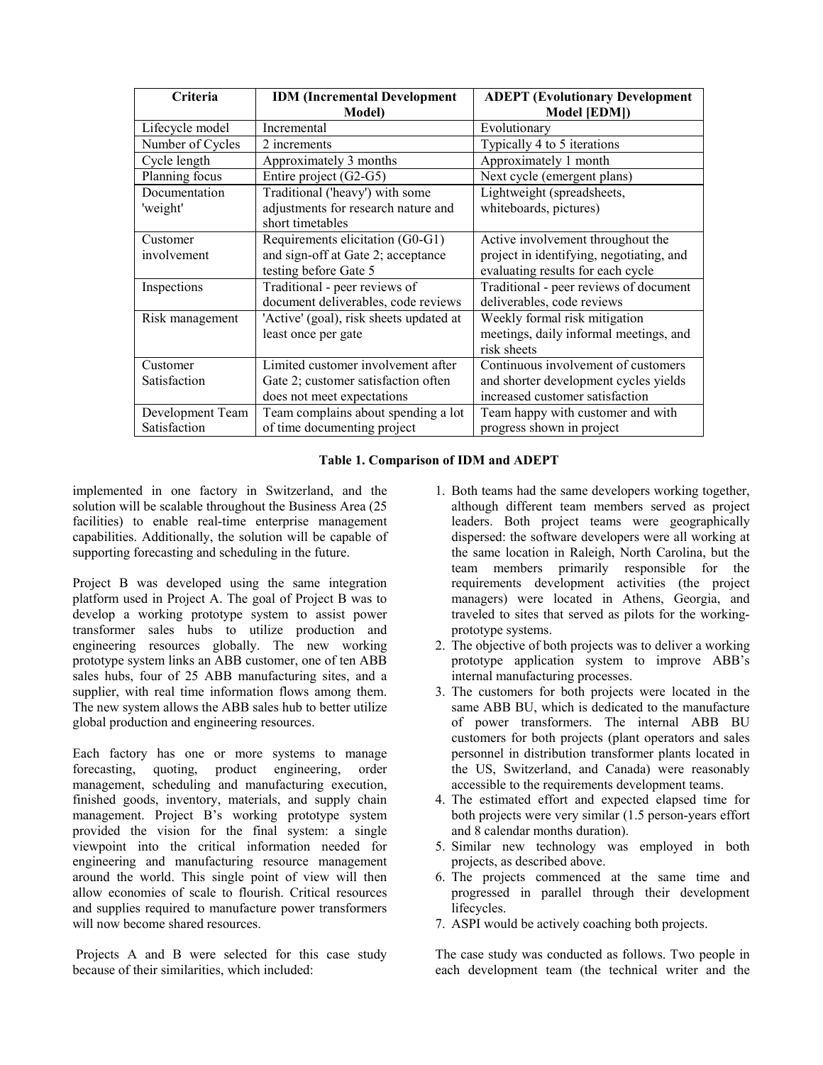| Criteria | IDM (Incremental Development Model) | ADEPT (Evolutionary Development Model [EDM]) |
|---|---|---|
| Lifecycle model | Incremental | Evolutionary |
| Number of Cycles | 2 increments | Typically 4 to 5 iterations |
| Cycle length | Approximately 3 months | Approximately 1 month |
| Planning focus | Entire project (G2-G5) | Next cycle (emergent plans) |
| Documentation 'weight' | Traditional ('heavy') with some adjustments for research nature and short timetables | Lightweight (spreadsheets, whiteboards, pictures) |
| Customer involvement | Requirements elicitation (G0-G1) and sign-off at Gate 2; acceptance testing before Gate 5 | Active involvement throughout the project in identifying, negotiating, and evaluating results for each cycle |
| Inspections | Traditional - peer reviews of document deliverables, code reviews | Traditional - peer reviews of document deliverables, code reviews |
| Risk management | 'Active' (goal), risk sheets updated at least once per gate | Weekly formal risk mitigation meetings, daily informal meetings, and risk sheets |
| Customer Satisfaction | Limited customer involvement after Gate 2; customer satisfaction often does not meet expectations | Continuous involvement of customers and shorter development cycles yields increased customer satisfaction |
| Development Team Satisfaction | Team complains about spending a lot of time documenting project | Team happy with customer and with progress shown in project |

**Table 1. Comparison of IDM and ADEPT**

implemented in one factory in Switzerland, and the solution will be scalable throughout the Business Area (25 facilities) to enable real-time enterprise management capabilities. Additionally, the solution will be capable of supporting forecasting and scheduling in the future.

Project B was developed using the same integration platform used in Project A. The goal of Project B was to develop a working prototype system to assist power transformer sales hubs to utilize production and engineering resources globally. The new working prototype system links an ABB customer, one of ten ABB sales hubs, four of 25 ABB manufacturing sites, and a supplier, with real time information flows among them. The new system allows the ABB sales hub to better utilize global production and engineering resources.

Each factory has one or more systems to manage forecasting, quoting, product engineering, order management, scheduling and manufacturing execution, finished goods, inventory, materials, and supply chain management. Project B's working prototype system provided the vision for the final system: a single viewpoint into the critical information needed for engineering and manufacturing resource management around the world. This single point of view will then allow economies of scale to flourish. Critical resources and supplies required to manufacture power transformers will now become shared resources.

Projects A and B were selected for this case study because of their similarities, which included:

1. Both teams had the same developers working together, although different team members served as project leaders. Both project teams were geographically dispersed: the software developers were all working at the same location in Raleigh, North Carolina, but the team members primarily responsible for the requirements development activities (the project managers) were located in Athens, Georgia, and traveled to sites that served as pilots for the working-prototype systems.
2. The objective of both projects was to deliver a working prototype application system to improve ABB's internal manufacturing processes.
3. The customers for both projects were located in the same ABB BU, which is dedicated to the manufacture of power transformers. The internal ABB BU customers for both projects (plant operators and sales personnel in distribution transformer plants located in the US, Switzerland, and Canada) were reasonably accessible to the requirements development teams.
4. The estimated effort and expected elapsed time for both projects were very similar (1.5 person-years effort and 8 calendar months duration).
5. Similar new technology was employed in both projects, as described above.
6. The projects commenced at the same time and progressed in parallel through their development lifecycles.
7. ASPI would be actively coaching both projects.

The case study was conducted as follows. Two people in each development team (the technical writer and the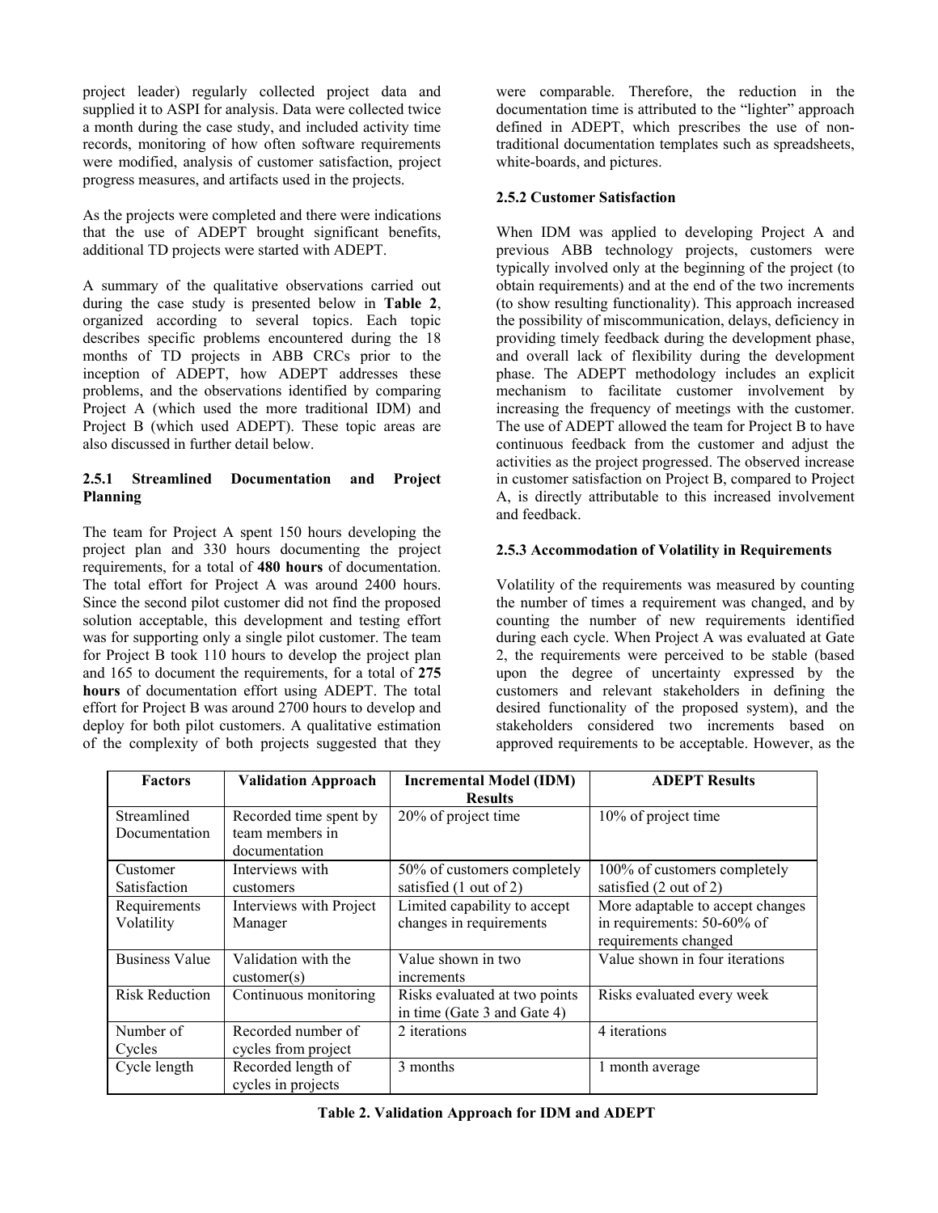project leader) regularly collected project data and supplied it to ASPI for analysis. Data were collected twice a month during the case study, and included activity time records, monitoring of how often software requirements were modified, analysis of customer satisfaction, project progress measures, and artifacts used in the projects.

As the projects were completed and there were indications that the use of ADEPT brought significant benefits, additional TD projects were started with ADEPT.

A summary of the qualitative observations carried out during the case study is presented below in **Table 2**, organized according to several topics. Each topic describes specific problems encountered during the 18 months of TD projects in ABB CRCs prior to the inception of ADEPT, how ADEPT addresses these problems, and the observations identified by comparing Project A (which used the more traditional IDM) and Project B (which used ADEPT). These topic areas are also discussed in further detail below.

### 2.5.1 Streamlined Documentation and Project Planning

The team for Project A spent 150 hours developing the project plan and 330 hours documenting the project requirements, for a total of **480 hours** of documentation. The total effort for Project A was around 2400 hours. Since the second pilot customer did not find the proposed solution acceptable, this development and testing effort was for supporting only a single pilot customer. The team for Project B took 110 hours to develop the project plan and 165 to document the requirements, for a total of **275 hours** of documentation effort using ADEPT. The total effort for Project B was around 2700 hours to develop and deploy for both pilot customers. A qualitative estimation of the complexity of both projects suggested that they were comparable. Therefore, the reduction in the documentation time is attributed to the "lighter" approach defined in ADEPT, which prescribes the use of non-traditional documentation templates such as spreadsheets, white-boards, and pictures.

### 2.5.2 Customer Satisfaction

When IDM was applied to developing Project A and previous ABB technology projects, customers were typically involved only at the beginning of the project (to obtain requirements) and at the end of the two increments (to show resulting functionality). This approach increased the possibility of miscommunication, delays, deficiency in providing timely feedback during the development phase, and overall lack of flexibility during the development phase. The ADEPT methodology includes an explicit mechanism to facilitate customer involvement by increasing the frequency of meetings with the customer. The use of ADEPT allowed the team for Project B to have continuous feedback from the customer and adjust the activities as the project progressed. The observed increase in customer satisfaction on Project B, compared to Project A, is directly attributable to this increased involvement and feedback.

### 2.5.3 Accommodation of Volatility in Requirements

Volatility of the requirements was measured by counting the number of times a requirement was changed, and by counting the number of new requirements identified during each cycle. When Project A was evaluated at Gate 2, the requirements were perceived to be stable (based upon the degree of uncertainty expressed by the customers and relevant stakeholders in defining the desired functionality of the proposed system), and the stakeholders considered two increments based on approved requirements to be acceptable. However, as the

| Factors | Validation Approach | Incremental Model (IDM) Results | ADEPT Results |
|---|---|---|---|
| Streamlined Documentation | Recorded time spent by team members in documentation | 20% of project time | 10% of project time |
| Customer Satisfaction | Interviews with customers | 50% of customers completely satisfied (1 out of 2) | 100% of customers completely satisfied (2 out of 2) |
| Requirements Volatility | Interviews with Project Manager | Limited capability to accept changes in requirements | More adaptable to accept changes in requirements: 50-60% of requirements changed |
| Business Value | Validation with the customer(s) | Value shown in two increments | Value shown in four iterations |
| Risk Reduction | Continuous monitoring | Risks evaluated at two points in time (Gate 3 and Gate 4) | Risks evaluated every week |
| Number of Cycles | Recorded number of cycles from project | 2 iterations | 4 iterations |
| Cycle length | Recorded length of cycles in projects | 3 months | 1 month average |

**Table 2. Validation Approach for IDM and ADEPT**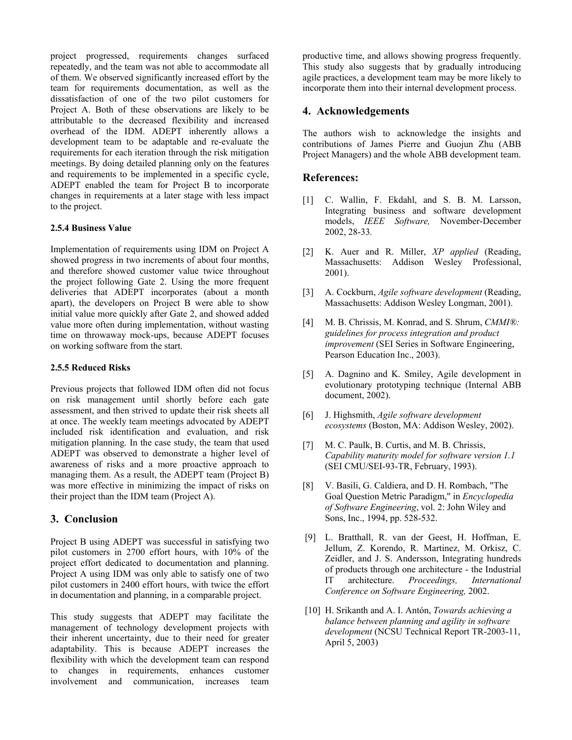project progressed, requirements changes surfaced repeatedly, and the team was not able to accommodate all of them. We observed significantly increased effort by the team for requirements documentation, as well as the dissatisfaction of one of the two pilot customers for Project A. Both of these observations are likely to be attributable to the decreased flexibility and increased overhead of the IDM. ADEPT inherently allows a development team to be adaptable and re-evaluate the requirements for each iteration through the risk mitigation meetings. By doing detailed planning only on the features and requirements to be implemented in a specific cycle, ADEPT enabled the team for Project B to incorporate changes in requirements at a later stage with less impact to the project.

#### 2.5.4 Business Value

Implementation of requirements using IDM on Project A showed progress in two increments of about four months, and therefore showed customer value twice throughout the project following Gate 2. Using the more frequent deliveries that ADEPT incorporates (about a month apart), the developers on Project B were able to show initial value more quickly after Gate 2, and showed added value more often during implementation, without wasting time on throwaway mock-ups, because ADEPT focuses on working software from the start.

#### 2.5.5 Reduced Risks

Previous projects that followed IDM often did not focus on risk management until shortly before each gate assessment, and then strived to update their risk sheets all at once. The weekly team meetings advocated by ADEPT included risk identification and evaluation, and risk mitigation planning. In the case study, the team that used ADEPT was observed to demonstrate a higher level of awareness of risks and a more proactive approach to managing them. As a result, the ADEPT team (Project B) was more effective in minimizing the impact of risks on their project than the IDM team (Project A).

## 3. Conclusion

Project B using ADEPT was successful in satisfying two pilot customers in 2700 effort hours, with 10% of the project effort dedicated to documentation and planning. Project A using IDM was only able to satisfy one of two pilot customers in 2400 effort hours, with twice the effort in documentation and planning, in a comparable project.

This study suggests that ADEPT may facilitate the management of technology development projects with their inherent uncertainty, due to their need for greater adaptability. This is because ADEPT increases the flexibility with which the development team can respond to changes in requirements, enhances customer involvement and communication, increases team productive time, and allows showing progress frequently. This study also suggests that by gradually introducing agile practices, a development team may be more likely to incorporate them into their internal development process.

## 4. Acknowledgements

The authors wish to acknowledge the insights and contributions of James Pierre and Guojun Zhu (ABB Project Managers) and the whole ABB development team.

## References:

[1] C. Wallin, F. Ekdahl, and S. B. M. Larsson, Integrating business and software development models, *IEEE Software,* November-December 2002, 28-33.

[2] K. Auer and R. Miller, *XP applied* (Reading, Massachusetts: Addison Wesley Professional, 2001).

[3] A. Cockburn, *Agile software development* (Reading, Massachusetts: Addison Wesley Longman, 2001).

[4] M. B. Chrissis, M. Konrad, and S. Shrum, *CMMI®: guidelines for process integration and product improvement* (SEI Series in Software Engineering, Pearson Education Inc., 2003).

[5] A. Dagnino and K. Smiley, Agile development in evolutionary prototyping technique (Internal ABB document, 2002).

[6] J. Highsmith, *Agile software development ecosystems* (Boston, MA: Addison Wesley, 2002).

[7] M. C. Paulk, B. Curtis, and M. B. Chrissis, *Capability maturity model for software version 1.1* (SEI CMU/SEI-93-TR, February, 1993).

[8] V. Basili, G. Caldiera, and D. H. Rombach, "The Goal Question Metric Paradigm," in *Encyclopedia of Software Engineering*, vol. 2: John Wiley and Sons, Inc., 1994, pp. 528-532.

[9] L. Bratthall, R. van der Geest, H. Hoffman, E. Jellum, Z. Korendo, R. Martinez, M. Orkisz, C. Zeidler, and J. S. Andersson, Integrating hundreds of products through one architecture - the Industrial IT architecture. *Proceedings, International Conference on Software Engineering,* 2002.

[10] H. Srikanth and A. I. Antón, *Towards achieving a balance between planning and agility in software development* (NCSU Technical Report TR-2003-11, April 5, 2003)